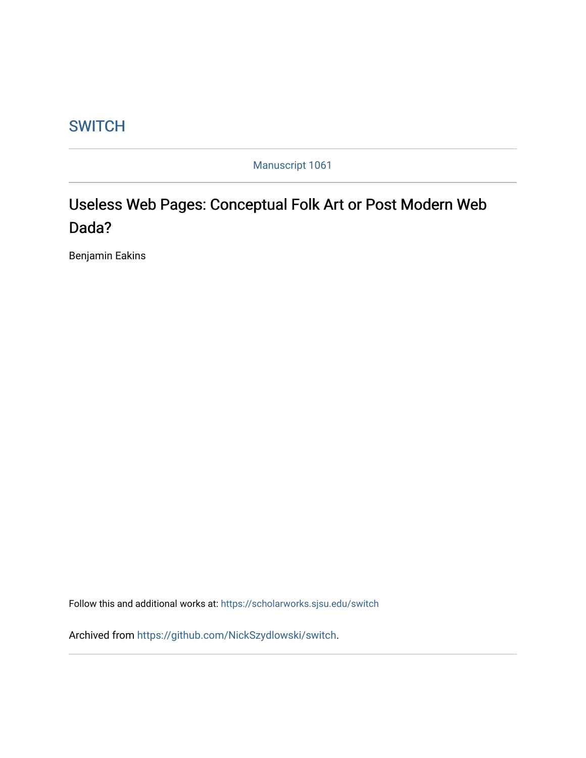SWITCH

Manuscript 1061

# Useless Web Pages: Conceptual Folk Art or Post Modern Web Dada?

Benjamin Eakins

Follow this and additional works at: https://scholarworks.sjsu.edu/switch

Archived from https://github.com/NickSzydlowski/switch.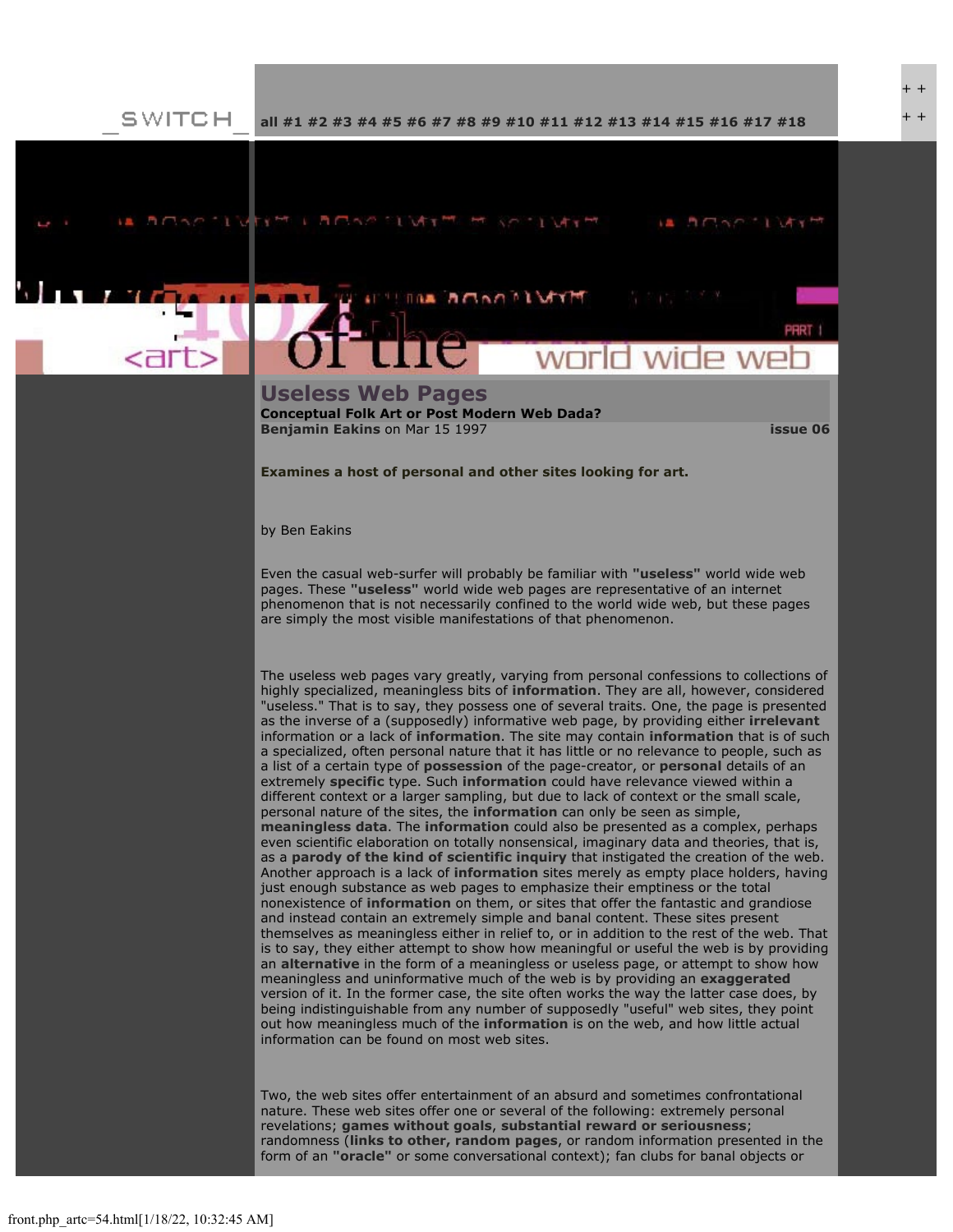_SWITCH_ all #1 #2 #3 #4 #5 #6 #7 #8 #9 #10 #11 #12 #13 #14 #15 #16 #17 #18

# Useless Web Pages

**Conceptual Folk Art or Post Modern Web Dada?**

**Benjamin Eakins** on Mar 15 1997 **issue 06**

**Examines a host of personal and other sites looking for art.**

by Ben Eakins

Even the casual web-surfer will probably be familiar with **"useless"** world wide web pages. These **"useless"** world wide web pages are representative of an internet phenomenon that is not necessarily confined to the world wide web, but these pages are simply the most visible manifestations of that phenomenon.

The useless web pages vary greatly, varying from personal confessions to collections of highly specialized, meaningless bits of **information**. They are all, however, considered "useless." That is to say, they possess one of several traits. One, the page is presented as the inverse of a (supposedly) informative web page, by providing either **irrelevant** information or a lack of **information**. The site may contain **information** that is of such a specialized, often personal nature that it has little or no relevance to people, such as a list of a certain type of **possession** of the page-creator, or **personal** details of an extremely **specific** type. Such **information** could have relevance viewed within a different context or a larger sampling, but due to lack of context or the small scale, personal nature of the sites, the **information** can only be seen as simple, **meaningless data**. The **information** could also be presented as a complex, perhaps even scientific elaboration on totally nonsensical, imaginary data and theories, that is, as a **parody of the kind of scientific inquiry** that instigated the creation of the web. Another approach is a lack of **information** sites merely as empty place holders, having just enough substance as web pages to emphasize their emptiness or the total nonexistence of **information** on them, or sites that offer the fantastic and grandiose and instead contain an extremely simple and banal content. These sites present themselves as meaningless either in relief to, or in addition to the rest of the web. That is to say, they either attempt to show how meaningful or useful the web is by providing an **alternative** in the form of a meaningless or useless page, or attempt to show how meaningless and uninformative much of the web is by providing an **exaggerated** version of it. In the former case, the site often works the way the latter case does, by being indistinguishable from any number of supposedly "useful" web sites, they point out how meaningless much of the **information** is on the web, and how little actual information can be found on most web sites.

Two, the web sites offer entertainment of an absurd and sometimes confrontational nature. These web sites offer one or several of the following: extremely personal revelations; **games without goals**, **substantial reward or seriousness**; randomness (**links to other, random pages**, or random information presented in the form of an **"oracle"** or some conversational context); fan clubs for banal objects or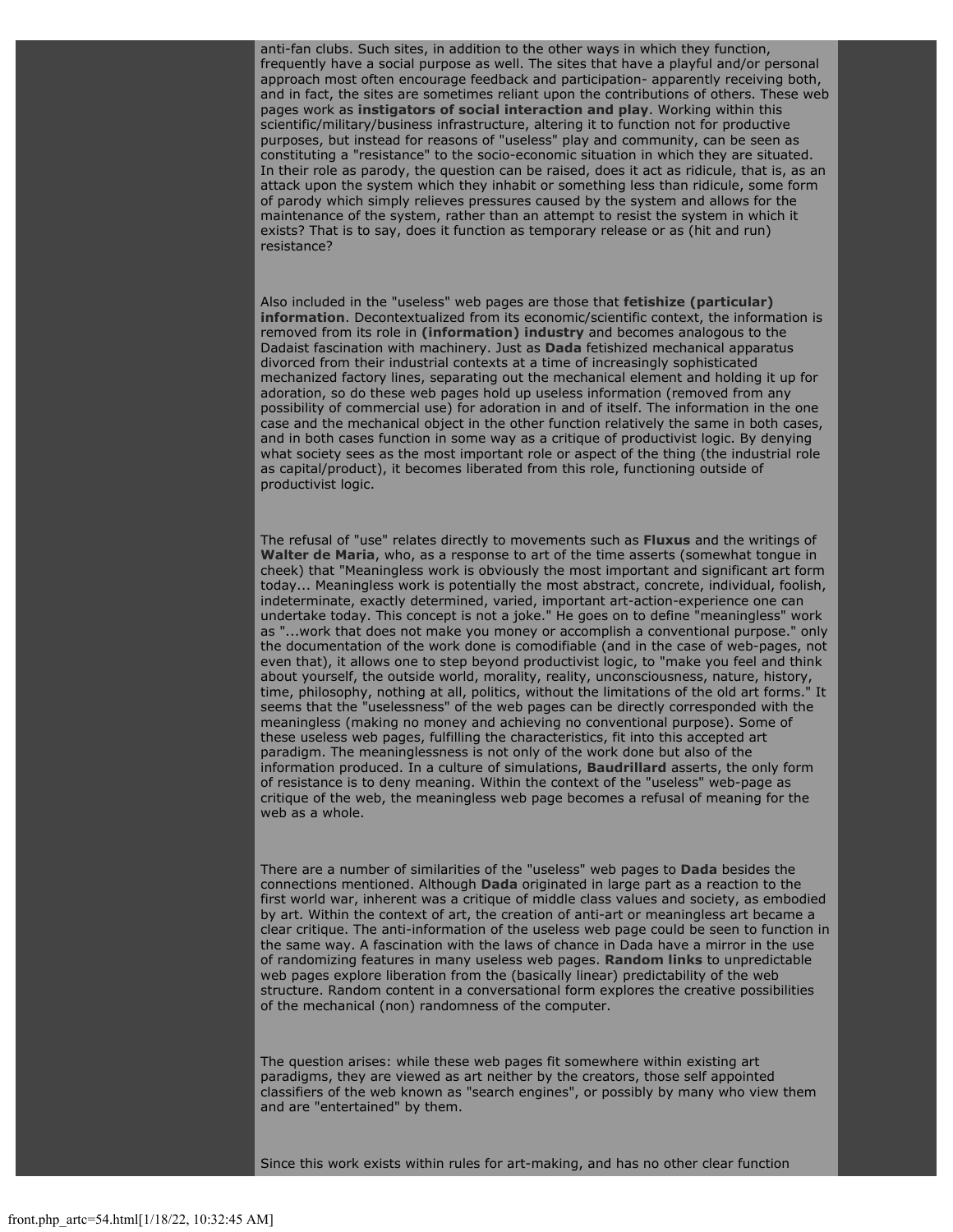anti-fan clubs. Such sites, in addition to the other ways in which they function, frequently have a social purpose as well. The sites that have a playful and/or personal approach most often encourage feedback and participation- apparently receiving both, and in fact, the sites are sometimes reliant upon the contributions of others. These web pages work as **instigators of social interaction and play**. Working within this scientific/military/business infrastructure, altering it to function not for productive purposes, but instead for reasons of "useless" play and community, can be seen as constituting a "resistance" to the socio-economic situation in which they are situated. In their role as parody, the question can be raised, does it act as ridicule, that is, as an attack upon the system which they inhabit or something less than ridicule, some form of parody which simply relieves pressures caused by the system and allows for the maintenance of the system, rather than an attempt to resist the system in which it exists? That is to say, does it function as temporary release or as (hit and run) resistance?

Also included in the "useless" web pages are those that **fetishize (particular) information**. Decontextualized from its economic/scientific context, the information is removed from its role in **(information) industry** and becomes analogous to the Dadaist fascination with machinery. Just as **Dada** fetishized mechanical apparatus divorced from their industrial contexts at a time of increasingly sophisticated mechanized factory lines, separating out the mechanical element and holding it up for adoration, so do these web pages hold up useless information (removed from any possibility of commercial use) for adoration in and of itself. The information in the one case and the mechanical object in the other function relatively the same in both cases, and in both cases function in some way as a critique of productivist logic. By denying what society sees as the most important role or aspect of the thing (the industrial role as capital/product), it becomes liberated from this role, functioning outside of productivist logic.

The refusal of "use" relates directly to movements such as **Fluxus** and the writings of **Walter de Maria**, who, as a response to art of the time asserts (somewhat tongue in cheek) that "Meaningless work is obviously the most important and significant art form today... Meaningless work is potentially the most abstract, concrete, individual, foolish, indeterminate, exactly determined, varied, important art-action-experience one can undertake today. This concept is not a joke." He goes on to define "meaningless" work as "...work that does not make you money or accomplish a conventional purpose." only the documentation of the work done is comodifiable (and in the case of web-pages, not even that), it allows one to step beyond productivist logic, to "make you feel and think about yourself, the outside world, morality, reality, unconsciousness, nature, history, time, philosophy, nothing at all, politics, without the limitations of the old art forms." It seems that the "uselessness" of the web pages can be directly corresponded with the meaningless (making no money and achieving no conventional purpose). Some of these useless web pages, fulfilling the characteristics, fit into this accepted art paradigm. The meaninglessness is not only of the work done but also of the information produced. In a culture of simulations, **Baudrillard** asserts, the only form of resistance is to deny meaning. Within the context of the "useless" web-page as critique of the web, the meaningless web page becomes a refusal of meaning for the web as a whole.

There are a number of similarities of the "useless" web pages to **Dada** besides the connections mentioned. Although **Dada** originated in large part as a reaction to the first world war, inherent was a critique of middle class values and society, as embodied by art. Within the context of art, the creation of anti-art or meaningless art became a clear critique. The anti-information of the useless web page could be seen to function in the same way. A fascination with the laws of chance in Dada have a mirror in the use of randomizing features in many useless web pages. **Random links** to unpredictable web pages explore liberation from the (basically linear) predictability of the web structure. Random content in a conversational form explores the creative possibilities of the mechanical (non) randomness of the computer.

The question arises: while these web pages fit somewhere within existing art paradigms, they are viewed as art neither by the creators, those self appointed classifiers of the web known as "search engines", or possibly by many who view them and are "entertained" by them.

Since this work exists within rules for art-making, and has no other clear function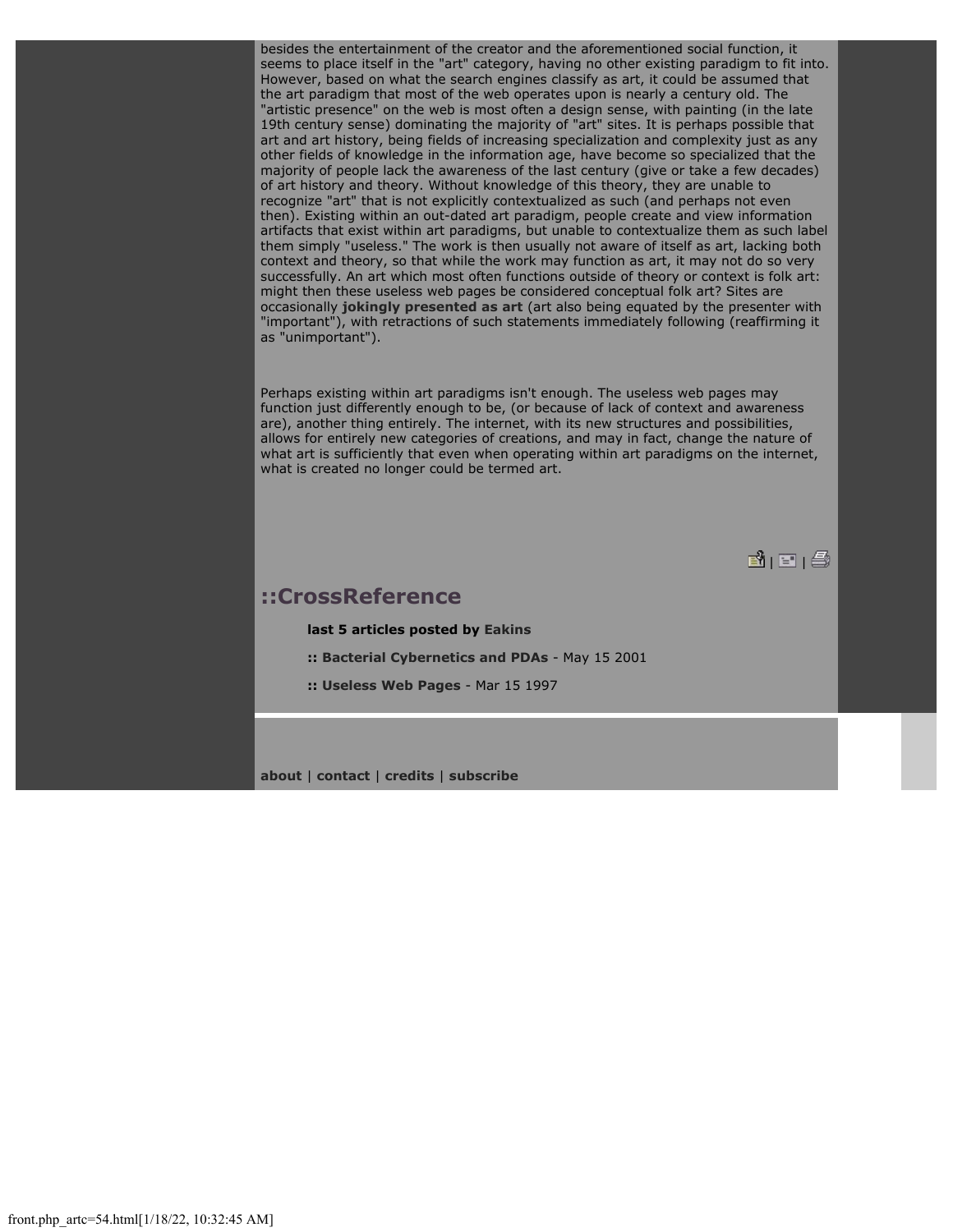besides the entertainment of the creator and the aforementioned social function, it seems to place itself in the "art" category, having no other existing paradigm to fit into. However, based on what the search engines classify as art, it could be assumed that the art paradigm that most of the web operates upon is nearly a century old. The "artistic presence" on the web is most often a design sense, with painting (in the late 19th century sense) dominating the majority of "art" sites. It is perhaps possible that art and art history, being fields of increasing specialization and complexity just as any other fields of knowledge in the information age, have become so specialized that the majority of people lack the awareness of the last century (give or take a few decades) of art history and theory. Without knowledge of this theory, they are unable to recognize "art" that is not explicitly contextualized as such (and perhaps not even then). Existing within an out-dated art paradigm, people create and view information artifacts that exist within art paradigms, but unable to contextualize them as such label them simply "useless." The work is then usually not aware of itself as art, lacking both context and theory, so that while the work may function as art, it may not do so very successfully. An art which most often functions outside of theory or context is folk art: might then these useless web pages be considered conceptual folk art? Sites are occasionally **jokingly presented as art** (art also being equated by the presenter with "important"), with retractions of such statements immediately following (reaffirming it as "unimportant").

Perhaps existing within art paradigms isn't enough. The useless web pages may function just differently enough to be, (or because of lack of context and awareness are), another thing entirely. The internet, with its new structures and possibilities, allows for entirely new categories of creations, and may in fact, change the nature of what art is sufficiently that even when operating within art paradigms on the internet, what is created no longer could be termed art.

## ::CrossReference

**last 5 articles posted by Eakins**

**:: Bacterial Cybernetics and PDAs** - May 15 2001

**:: Useless Web Pages** - Mar 15 1997

**about** | **contact** | **credits** | **subscribe**